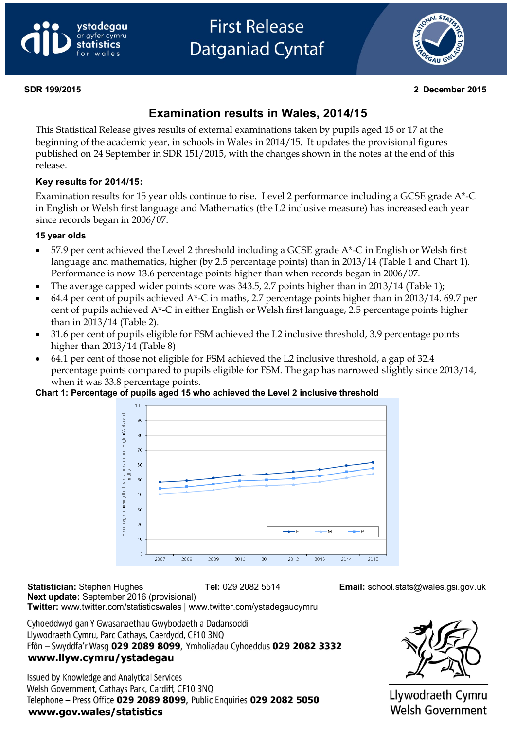ystadegau ar gyfer cymru / statistics for wales

# First Release
# Datganiad Cyntaf

**SDR 199/2015** **2 December 2015**

## Examination results in Wales, 2014/15

This Statistical Release gives results of external examinations taken by pupils aged 15 or 17 at the beginning of the academic year, in schools in Wales in 2014/15. It updates the provisional figures published on 24 September in SDR 151/2015, with the changes shown in the notes at the end of this release.

### Key results for 2014/15:

Examination results for 15 year olds continue to rise. Level 2 performance including a GCSE grade A*-C in English or Welsh first language and Mathematics (the L2 inclusive measure) has increased each year since records began in 2006/07.

#### 15 year olds

- 57.9 per cent achieved the Level 2 threshold including a GCSE grade A*-C in English or Welsh first language and mathematics, higher (by 2.5 percentage points) than in 2013/14 (Table 1 and Chart 1). Performance is now 13.6 percentage points higher than when records began in 2006/07.
- The average capped wider points score was 343.5, 2.7 points higher than in 2013/14 (Table 1);
- 64.4 per cent of pupils achieved A*-C in maths, 2.7 percentage points higher than in 2013/14. 69.7 per cent of pupils achieved A*-C in either English or Welsh first language, 2.5 percentage points higher than in 2013/14 (Table 2).
- 31.6 per cent of pupils eligible for FSM achieved the L2 inclusive threshold, 3.9 percentage points higher than 2013/14 (Table 8)
- 64.1 per cent of those not eligible for FSM achieved the L2 inclusive threshold, a gap of 32.4 percentage points compared to pupils eligible for FSM. The gap has narrowed slightly since 2013/14, when it was 33.8 percentage points.

**Chart 1: Percentage of pupils aged 15 who achieved the Level 2 inclusive threshold**

**Statistician:** Stephen Hughes **Tel:** 029 2082 5514 **Email:** school.stats@wales.gsi.gov.uk
**Next update:** September 2016 (provisional)
**Twitter:** www.twitter.com/statisticswales | www.twitter.com/ystadegaucymru

Cyhoeddwyd gan Y Gwasanaethau Gwybodaeth a Dadansoddi
Llywodraeth Cymru, Parc Cathays, Caerdydd, CF10 3NQ
Ffôn – Swyddfa'r Wasg **029 2089 8099**, Ymholiadau Cyhoeddus **029 2082 3332**
**www.llyw.cymru/ystadegau**

Issued by Knowledge and Analytical Services
Welsh Government, Cathays Park, Cardiff, CF10 3NQ
Telephone – Press Office **029 2089 8099**, Public Enquiries **029 2082 5050**
**www.gov.wales/statistics**

Llywodraeth Cymru
Welsh Government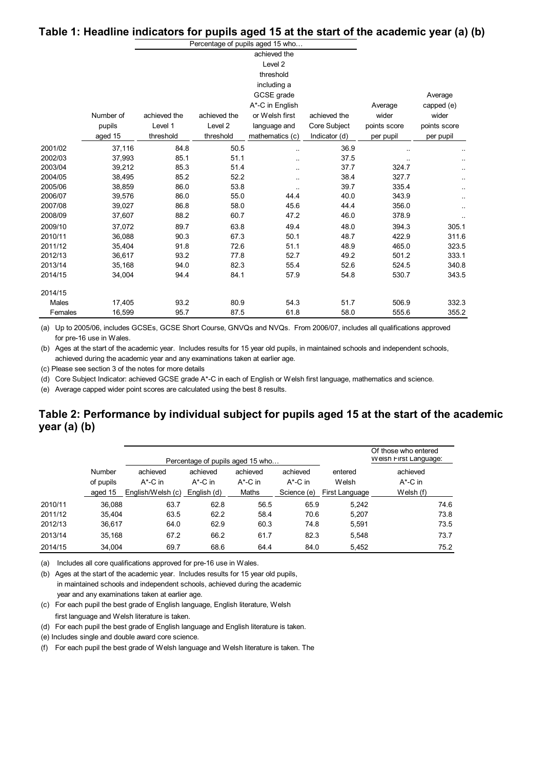## Table 1: Headline indicators for pupils aged 15 at the start of the academic year (a) (b)

| | Number of pupils aged 15 | Percentage of pupils aged 15 who… achieved the Level 1 threshold | achieved the Level 2 threshold | achieved the Level 2 threshold including a GCSE grade A*-C in English or Welsh first language and mathematics (c) | achieved the Core Subject Indicator (d) | Average wider points score per pupil | Average capped (e) wider points score per pupil |
|---|---|---|---|---|---|---|---|
| 2001/02 | 37,116 | 84.8 | 50.5 | .. | 36.9 | .. | .. |
| 2002/03 | 37,993 | 85.1 | 51.1 | .. | 37.5 | .. | .. |
| 2003/04 | 39,212 | 85.3 | 51.4 | .. | 37.7 | 324.7 | .. |
| 2004/05 | 38,495 | 85.2 | 52.2 | .. | 38.4 | 327.7 | .. |
| 2005/06 | 38,859 | 86.0 | 53.8 | .. | 39.7 | 335.4 | .. |
| 2006/07 | 39,576 | 86.0 | 55.0 | 44.4 | 40.0 | 343.9 | .. |
| 2007/08 | 39,027 | 86.8 | 58.0 | 45.6 | 44.4 | 356.0 | .. |
| 2008/09 | 37,607 | 88.2 | 60.7 | 47.2 | 46.0 | 378.9 | .. |
| 2009/10 | 37,072 | 89.7 | 63.8 | 49.4 | 48.0 | 394.3 | 305.1 |
| 2010/11 | 36,088 | 90.3 | 67.3 | 50.1 | 48.7 | 422.9 | 311.6 |
| 2011/12 | 35,404 | 91.8 | 72.6 | 51.1 | 48.9 | 465.0 | 323.5 |
| 2012/13 | 36,617 | 93.2 | 77.8 | 52.7 | 49.2 | 501.2 | 333.1 |
| 2013/14 | 35,168 | 94.0 | 82.3 | 55.4 | 52.6 | 524.5 | 340.8 |
| 2014/15 | 34,004 | 94.4 | 84.1 | 57.9 | 54.8 | 530.7 | 343.5 |
| 2014/15 | | | | | | | |
| Males | 17,405 | 93.2 | 80.9 | 54.3 | 51.7 | 506.9 | 332.3 |
| Females | 16,599 | 95.7 | 87.5 | 61.8 | 58.0 | 555.6 | 355.2 |

(a) Up to 2005/06, includes GCSEs, GCSE Short Course, GNVQs and NVQs. From 2006/07, includes all qualifications approved for pre-16 use in Wales.

(b) Ages at the start of the academic year. Includes results for 15 year old pupils, in maintained schools and independent schools, achieved during the academic year and any examinations taken at earlier age.

(c) Please see section 3 of the notes for more details

(d) Core Subject Indicator: achieved GCSE grade A*-C in each of English or Welsh first language, mathematics and science.

(e) Average capped wider point scores are calculated using the best 8 results.

## Table 2: Performance by individual subject for pupils aged 15 at the start of the academic year (a) (b)

| | Number of pupils aged 15 | Percentage of pupils aged 15 who… achieved A*-C in English/Welsh (c) | achieved A*-C in English (d) | achieved A*-C in Maths | achieved A*-C in Science (e) | entered Welsh First Language | Of those who entered Welsh First Language: achieved A*-C in Welsh (f) |
|---|---|---|---|---|---|---|---|
| 2010/11 | 36,088 | 63.7 | 62.8 | 56.5 | 65.9 | 5,242 | 74.6 |
| 2011/12 | 35,404 | 63.5 | 62.2 | 58.4 | 70.6 | 5,207 | 73.8 |
| 2012/13 | 36,617 | 64.0 | 62.9 | 60.3 | 74.8 | 5,591 | 73.5 |
| 2013/14 | 35,168 | 67.2 | 66.2 | 61.7 | 82.3 | 5,548 | 73.7 |
| 2014/15 | 34,004 | 69.7 | 68.6 | 64.4 | 84.0 | 5,452 | 75.2 |

(a) Includes all core qualifications approved for pre-16 use in Wales.

(b) Ages at the start of the academic year. Includes results for 15 year old pupils, in maintained schools and independent schools, achieved during the academic year and any examinations taken at earlier age.

(c) For each pupil the best grade of English language, English literature, Welsh first language and Welsh literature is taken.

(d) For each pupil the best grade of English language and English literature is taken.

(e) Includes single and double award core science.

(f) For each pupil the best grade of Welsh language and Welsh literature is taken. The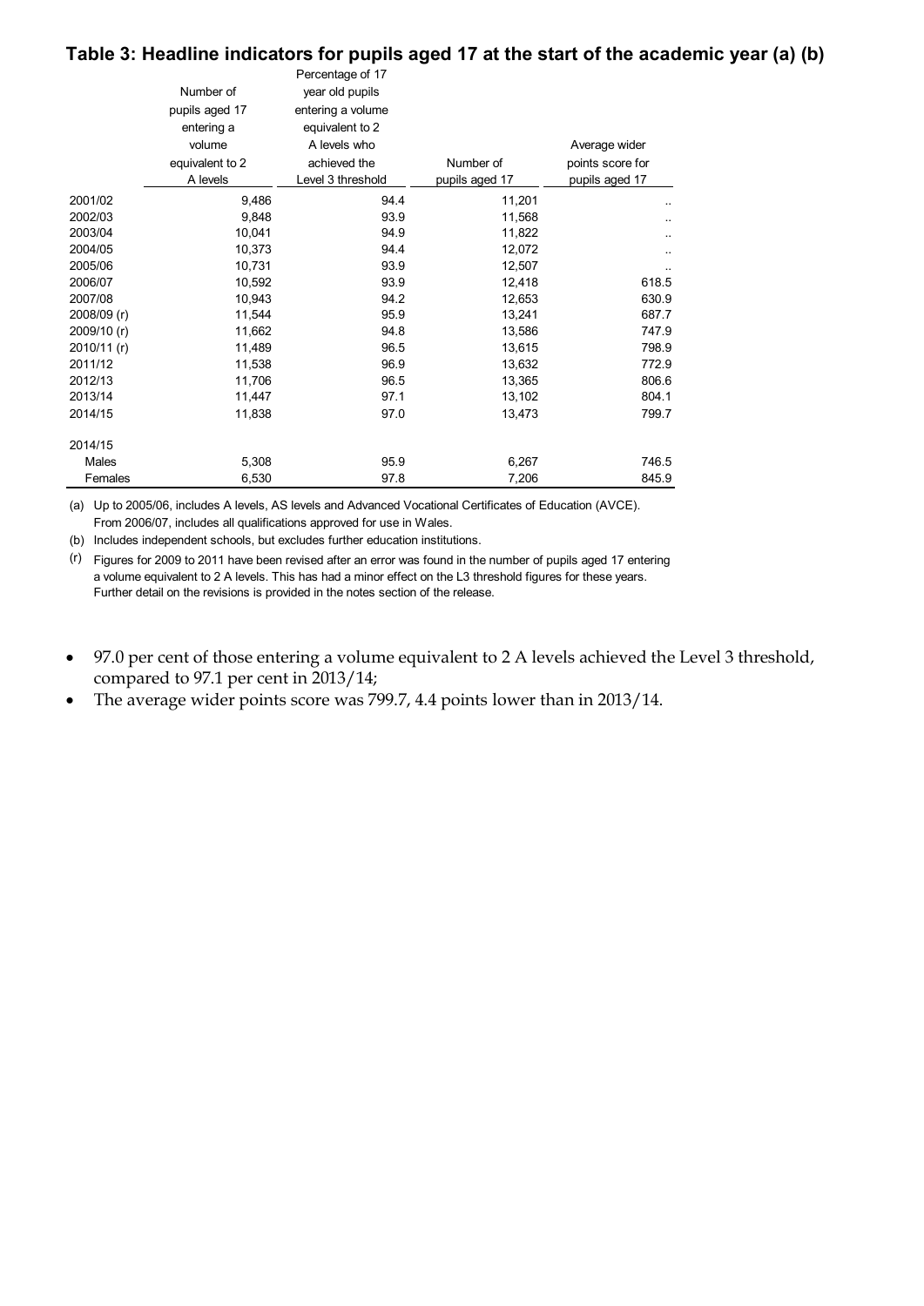### Table 3: Headline indicators for pupils aged 17 at the start of the academic year (a) (b)

| | Number of pupils aged 17 entering a volume equivalent to 2 A levels | Percentage of 17 year old pupils entering a volume equivalent to 2 A levels who achieved the Level 3 threshold | Number of pupils aged 17 | Average wider points score for pupils aged 17 |
|---|---|---|---|---|
| 2001/02 | 9,486 | 94.4 | 11,201 | .. |
| 2002/03 | 9,848 | 93.9 | 11,568 | .. |
| 2003/04 | 10,041 | 94.9 | 11,822 | .. |
| 2004/05 | 10,373 | 94.4 | 12,072 | .. |
| 2005/06 | 10,731 | 93.9 | 12,507 | .. |
| 2006/07 | 10,592 | 93.9 | 12,418 | 618.5 |
| 2007/08 | 10,943 | 94.2 | 12,653 | 630.9 |
| 2008/09 (r) | 11,544 | 95.9 | 13,241 | 687.7 |
| 2009/10 (r) | 11,662 | 94.8 | 13,586 | 747.9 |
| 2010/11 (r) | 11,489 | 96.5 | 13,615 | 798.9 |
| 2011/12 | 11,538 | 96.9 | 13,632 | 772.9 |
| 2012/13 | 11,706 | 96.5 | 13,365 | 806.6 |
| 2013/14 | 11,447 | 97.1 | 13,102 | 804.1 |
| 2014/15 | 11,838 | 97.0 | 13,473 | 799.7 |
| 2014/15 | | | | |
| Males | 5,308 | 95.9 | 6,267 | 746.5 |
| Females | 6,530 | 97.8 | 7,206 | 845.9 |

(a) Up to 2005/06, includes A levels, AS levels and Advanced Vocational Certificates of Education (AVCE). From 2006/07, includes all qualifications approved for use in Wales.

(b) Includes independent schools, but excludes further education institutions.

(r) Figures for 2009 to 2011 have been revised after an error was found in the number of pupils aged 17 entering a volume equivalent to 2 A levels. This has had a minor effect on the L3 threshold figures for these years. Further detail on the revisions is provided in the notes section of the release.

- 97.0 per cent of those entering a volume equivalent to 2 A levels achieved the Level 3 threshold, compared to 97.1 per cent in 2013/14;
- The average wider points score was 799.7, 4.4 points lower than in 2013/14.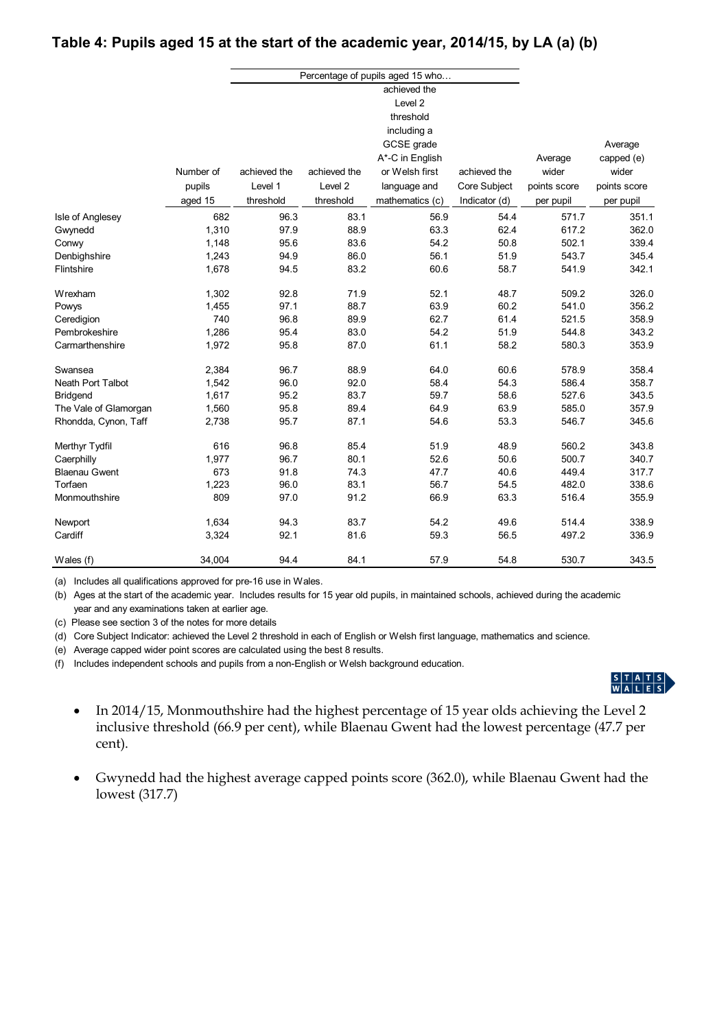## Table 4: Pupils aged 15 at the start of the academic year, 2014/15, by LA (a) (b)

| | Number of pupils aged 15 | Percentage of pupils aged 15 who… achieved the Level 1 threshold | achieved the Level 2 threshold | achieved the Level 2 threshold including a GCSE grade A*-C in English or Welsh first language and mathematics (c) | achieved the Core Subject Indicator (d) | Average wider points score per pupil | Average capped (e) wider points score per pupil |
|---|---|---|---|---|---|---|---|
| Isle of Anglesey | 682 | 96.3 | 83.1 | 56.9 | 54.4 | 571.7 | 351.1 |
| Gwynedd | 1,310 | 97.9 | 88.9 | 63.3 | 62.4 | 617.2 | 362.0 |
| Conwy | 1,148 | 95.6 | 83.6 | 54.2 | 50.8 | 502.1 | 339.4 |
| Denbighshire | 1,243 | 94.9 | 86.0 | 56.1 | 51.9 | 543.7 | 345.4 |
| Flintshire | 1,678 | 94.5 | 83.2 | 60.6 | 58.7 | 541.9 | 342.1 |
| Wrexham | 1,302 | 92.8 | 71.9 | 52.1 | 48.7 | 509.2 | 326.0 |
| Powys | 1,455 | 97.1 | 88.7 | 63.9 | 60.2 | 541.0 | 356.2 |
| Ceredigion | 740 | 96.8 | 89.9 | 62.7 | 61.4 | 521.5 | 358.9 |
| Pembrokeshire | 1,286 | 95.4 | 83.0 | 54.2 | 51.9 | 544.8 | 343.2 |
| Carmarthenshire | 1,972 | 95.8 | 87.0 | 61.1 | 58.2 | 580.3 | 353.9 |
| Swansea | 2,384 | 96.7 | 88.9 | 64.0 | 60.6 | 578.9 | 358.4 |
| Neath Port Talbot | 1,542 | 96.0 | 92.0 | 58.4 | 54.3 | 586.4 | 358.7 |
| Bridgend | 1,617 | 95.2 | 83.7 | 59.7 | 58.6 | 527.6 | 343.5 |
| The Vale of Glamorgan | 1,560 | 95.8 | 89.4 | 64.9 | 63.9 | 585.0 | 357.9 |
| Rhondda, Cynon, Taff | 2,738 | 95.7 | 87.1 | 54.6 | 53.3 | 546.7 | 345.6 |
| Merthyr Tydfil | 616 | 96.8 | 85.4 | 51.9 | 48.9 | 560.2 | 343.8 |
| Caerphilly | 1,977 | 96.7 | 80.1 | 52.6 | 50.6 | 500.7 | 340.7 |
| Blaenau Gwent | 673 | 91.8 | 74.3 | 47.7 | 40.6 | 449.4 | 317.7 |
| Torfaen | 1,223 | 96.0 | 83.1 | 56.7 | 54.5 | 482.0 | 338.6 |
| Monmouthshire | 809 | 97.0 | 91.2 | 66.9 | 63.3 | 516.4 | 355.9 |
| Newport | 1,634 | 94.3 | 83.7 | 54.2 | 49.6 | 514.4 | 338.9 |
| Cardiff | 3,324 | 92.1 | 81.6 | 59.3 | 56.5 | 497.2 | 336.9 |
| Wales (f) | 34,004 | 94.4 | 84.1 | 57.9 | 54.8 | 530.7 | 343.5 |

(a) Includes all qualifications approved for pre-16 use in Wales.
(b) Ages at the start of the academic year. Includes results for 15 year old pupils, in maintained schools, achieved during the academic year and any examinations taken at earlier age.
(c) Please see section 3 of the notes for more details
(d) Core Subject Indicator: achieved the Level 2 threshold in each of English or Welsh first language, mathematics and science.
(e) Average capped wider point scores are calculated using the best 8 results.
(f) Includes independent schools and pupils from a non-English or Welsh background education.

- In 2014/15, Monmouthshire had the highest percentage of 15 year olds achieving the Level 2 inclusive threshold (66.9 per cent), while Blaenau Gwent had the lowest percentage (47.7 per cent).
- Gwynedd had the highest average capped points score (362.0), while Blaenau Gwent had the lowest (317.7)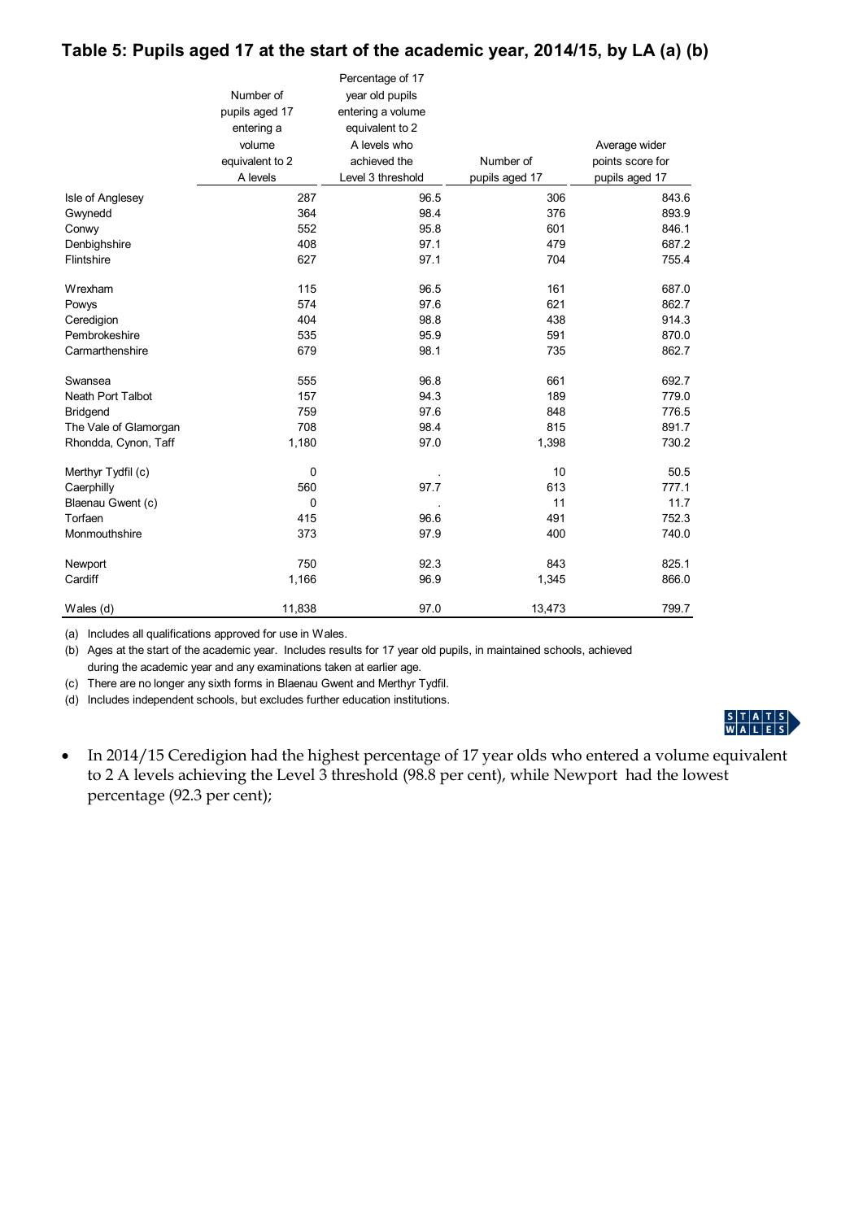## Table 5: Pupils aged 17 at the start of the academic year, 2014/15, by LA (a) (b)

| | Number of pupils aged 17 entering a volume equivalent to 2 A levels | Percentage of 17 year old pupils entering a volume equivalent to 2 A levels who achieved the Level 3 threshold | Number of pupils aged 17 | Average wider points score for pupils aged 17 |
|---|---|---|---|---|
| Isle of Anglesey | 287 | 96.5 | 306 | 843.6 |
| Gwynedd | 364 | 98.4 | 376 | 893.9 |
| Conwy | 552 | 95.8 | 601 | 846.1 |
| Denbighshire | 408 | 97.1 | 479 | 687.2 |
| Flintshire | 627 | 97.1 | 704 | 755.4 |
| Wrexham | 115 | 96.5 | 161 | 687.0 |
| Powys | 574 | 97.6 | 621 | 862.7 |
| Ceredigion | 404 | 98.8 | 438 | 914.3 |
| Pembrokeshire | 535 | 95.9 | 591 | 870.0 |
| Carmarthenshire | 679 | 98.1 | 735 | 862.7 |
| Swansea | 555 | 96.8 | 661 | 692.7 |
| Neath Port Talbot | 157 | 94.3 | 189 | 779.0 |
| Bridgend | 759 | 97.6 | 848 | 776.5 |
| The Vale of Glamorgan | 708 | 98.4 | 815 | 891.7 |
| Rhondda, Cynon, Taff | 1,180 | 97.0 | 1,398 | 730.2 |
| Merthyr Tydfil (c) | 0 | . | 10 | 50.5 |
| Caerphilly | 560 | 97.7 | 613 | 777.1 |
| Blaenau Gwent (c) | 0 | . | 11 | 11.7 |
| Torfaen | 415 | 96.6 | 491 | 752.3 |
| Monmouthshire | 373 | 97.9 | 400 | 740.0 |
| Newport | 750 | 92.3 | 843 | 825.1 |
| Cardiff | 1,166 | 96.9 | 1,345 | 866.0 |
| Wales (d) | 11,838 | 97.0 | 13,473 | 799.7 |

(a) Includes all qualifications approved for use in Wales.

(b) Ages at the start of the academic year. Includes results for 17 year old pupils, in maintained schools, achieved during the academic year and any examinations taken at earlier age.

(c) There are no longer any sixth forms in Blaenau Gwent and Merthyr Tydfil.

(d) Includes independent schools, but excludes further education institutions.

- In 2014/15 Ceredigion had the highest percentage of 17 year olds who entered a volume equivalent to 2 A levels achieving the Level 3 threshold (98.8 per cent), while Newport had the lowest percentage (92.3 per cent);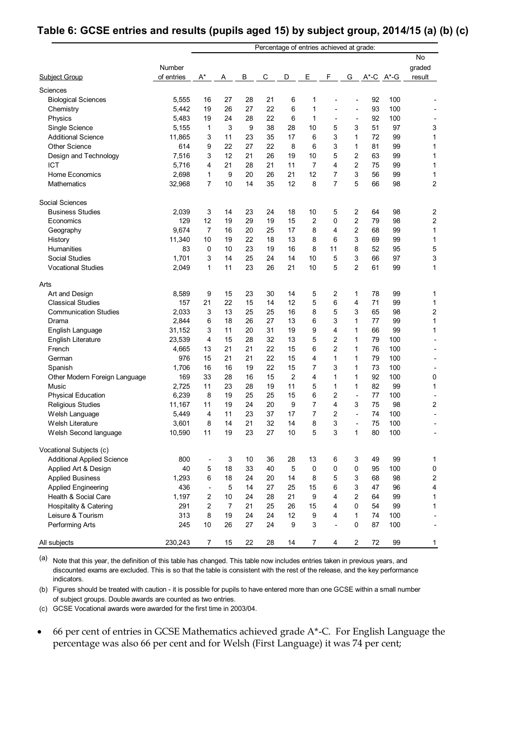## Table 6: GCSE entries and results (pupils aged 15) by subject group, 2014/15 (a) (b) (c)

| Subject Group | Number of entries | Percentage of entries achieved at grade: A* | A | B | C | D | E | F | G | A*-C | A*-G | No graded result |
|---|---|---|---|---|---|---|---|---|---|---|---|---|
| **Sciences** | | | | | | | | | | | | |
| Biological Sciences | 5,555 | 16 | 27 | 28 | 21 | 6 | 1 | - | - | 92 | 100 | - |
| Chemistry | 5,442 | 19 | 26 | 27 | 22 | 6 | 1 | - | - | 93 | 100 | - |
| Physics | 5,483 | 19 | 24 | 28 | 22 | 6 | 1 | - | - | 92 | 100 | - |
| Single Science | 5,155 | 1 | 3 | 9 | 38 | 28 | 10 | 5 | 3 | 51 | 97 | 3 |
| Additional Science | 11,865 | 3 | 11 | 23 | 35 | 17 | 6 | 3 | 1 | 72 | 99 | 1 |
| Other Science | 614 | 9 | 22 | 27 | 22 | 8 | 6 | 3 | 1 | 81 | 99 | 1 |
| Design and Technology | 7,516 | 3 | 12 | 21 | 26 | 19 | 10 | 5 | 2 | 63 | 99 | 1 |
| ICT | 5,716 | 4 | 21 | 28 | 21 | 11 | 7 | 4 | 2 | 75 | 99 | 1 |
| Home Economics | 2,698 | 1 | 9 | 20 | 26 | 21 | 12 | 7 | 3 | 56 | 99 | 1 |
| Mathematics | 32,968 | 7 | 10 | 14 | 35 | 12 | 8 | 7 | 5 | 66 | 98 | 2 |
| **Social Sciences** | | | | | | | | | | | | |
| Business Studies | 2,039 | 3 | 14 | 23 | 24 | 18 | 10 | 5 | 2 | 64 | 98 | 2 |
| Economics | 129 | 12 | 19 | 29 | 19 | 15 | 2 | 0 | 2 | 79 | 98 | 2 |
| Geography | 9,674 | 7 | 16 | 20 | 25 | 17 | 8 | 4 | 2 | 68 | 99 | 1 |
| History | 11,340 | 10 | 19 | 22 | 18 | 13 | 8 | 6 | 3 | 69 | 99 | 1 |
| Humanities | 83 | 0 | 10 | 23 | 19 | 16 | 8 | 11 | 8 | 52 | 95 | 5 |
| Social Studies | 1,701 | 3 | 14 | 25 | 24 | 14 | 10 | 5 | 3 | 66 | 97 | 3 |
| Vocational Studies | 2,049 | 1 | 11 | 23 | 26 | 21 | 10 | 5 | 2 | 61 | 99 | 1 |
| **Arts** | | | | | | | | | | | | |
| Art and Design | 8,589 | 9 | 15 | 23 | 30 | 14 | 5 | 2 | 1 | 78 | 99 | 1 |
| Classical Studies | 157 | 21 | 22 | 15 | 14 | 12 | 5 | 6 | 4 | 71 | 99 | 1 |
| Communication Studies | 2,033 | 3 | 13 | 25 | 25 | 16 | 8 | 5 | 3 | 65 | 98 | 2 |
| Drama | 2,844 | 6 | 18 | 26 | 27 | 13 | 6 | 3 | 1 | 77 | 99 | 1 |
| English Language | 31,152 | 3 | 11 | 20 | 31 | 19 | 9 | 4 | 1 | 66 | 99 | 1 |
| English Literature | 23,539 | 4 | 15 | 28 | 32 | 13 | 5 | 2 | 1 | 79 | 100 | - |
| French | 4,665 | 13 | 21 | 21 | 22 | 15 | 6 | 2 | 1 | 76 | 100 | - |
| German | 976 | 15 | 21 | 21 | 22 | 15 | 4 | 1 | 1 | 79 | 100 | - |
| Spanish | 1,706 | 16 | 16 | 19 | 22 | 15 | 7 | 3 | 1 | 73 | 100 | - |
| Other Modern Foreign Language | 169 | 33 | 28 | 16 | 15 | 2 | 4 | 1 | 1 | 92 | 100 | 0 |
| Music | 2,725 | 11 | 23 | 28 | 19 | 11 | 5 | 1 | 1 | 82 | 99 | 1 |
| Physical Education | 6,239 | 8 | 19 | 25 | 25 | 15 | 6 | 2 | - | 77 | 100 | - |
| Religious Studies | 11,167 | 11 | 19 | 24 | 20 | 9 | 7 | 4 | 3 | 75 | 98 | 2 |
| Welsh Language | 5,449 | 4 | 11 | 23 | 37 | 17 | 7 | 2 | - | 74 | 100 | - |
| Welsh Literature | 3,601 | 8 | 14 | 21 | 32 | 14 | 8 | 3 | - | 75 | 100 | - |
| Welsh Second language | 10,590 | 11 | 19 | 23 | 27 | 10 | 5 | 3 | 1 | 80 | 100 | - |
| **Vocational Subjects (c)** | | | | | | | | | | | | |
| Additional Applied Science | 800 | - | 3 | 10 | 36 | 28 | 13 | 6 | 3 | 49 | 99 | 1 |
| Applied Art & Design | 40 | 5 | 18 | 33 | 40 | 5 | 0 | 0 | 0 | 95 | 100 | 0 |
| Applied Business | 1,293 | 6 | 18 | 24 | 20 | 14 | 8 | 5 | 3 | 68 | 98 | 2 |
| Applied Engineering | 436 | - | 5 | 14 | 27 | 25 | 15 | 6 | 3 | 47 | 96 | 4 |
| Health & Social Care | 1,197 | 2 | 10 | 24 | 28 | 21 | 9 | 4 | 2 | 64 | 99 | 1 |
| Hospitality & Catering | 291 | 2 | 7 | 21 | 25 | 26 | 15 | 4 | 0 | 54 | 99 | 1 |
| Leisure & Tourism | 313 | 8 | 19 | 24 | 24 | 12 | 9 | 4 | 1 | 74 | 100 | - |
| Performing Arts | 245 | 10 | 26 | 27 | 24 | 9 | 3 | - | 0 | 87 | 100 | - |
| All subjects | 230,243 | 7 | 15 | 22 | 28 | 14 | 7 | 4 | 2 | 72 | 99 | 1 |

(a) Note that this year, the definition of this table has changed. This table now includes entries taken in previous years, and discounted exams are excluded. This is so that the table is consistent with the rest of the release, and the key performance indicators.

(b) Figures should be treated with caution - it is possible for pupils to have entered more than one GCSE within a small number of subject groups. Double awards are counted as two entries.

(c) GCSE Vocational awards were awarded for the first time in 2003/04.

- 66 per cent of entries in GCSE Mathematics achieved grade A*-C. For English Language the percentage was also 66 per cent and for Welsh (First Language) it was 74 per cent;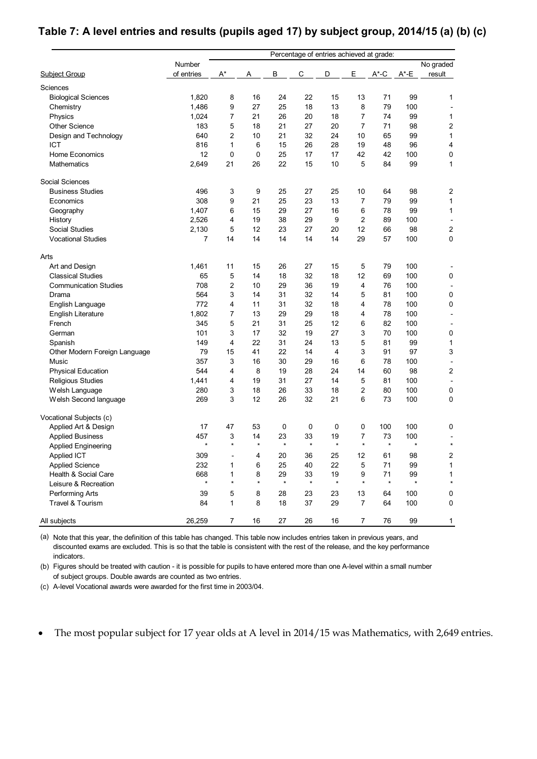## Table 7: A level entries and results (pupils aged 17) by subject group, 2014/15 (a) (b) (c)

| | | Percentage of entries achieved at grade: | | | | | | | | |
|---|---|---|---|---|---|---|---|---|---|---|
| Subject Group | Number of entries | A* | A | B | C | D | E | A*-C | A*-E | No graded result |
| **Sciences** | | | | | | | | | | |
| Biological Sciences | 1,820 | 8 | 16 | 24 | 22 | 15 | 13 | 71 | 99 | 1 |
| Chemistry | 1,486 | 9 | 27 | 25 | 18 | 13 | 8 | 79 | 100 | - |
| Physics | 1,024 | 7 | 21 | 26 | 20 | 18 | 7 | 74 | 99 | 1 |
| Other Science | 183 | 5 | 18 | 21 | 27 | 20 | 7 | 71 | 98 | 2 |
| Design and Technology | 640 | 2 | 10 | 21 | 32 | 24 | 10 | 65 | 99 | 1 |
| ICT | 816 | 1 | 6 | 15 | 26 | 28 | 19 | 48 | 96 | 4 |
| Home Economics | 12 | 0 | 0 | 25 | 17 | 17 | 42 | 42 | 100 | 0 |
| Mathematics | 2,649 | 21 | 26 | 22 | 15 | 10 | 5 | 84 | 99 | 1 |
| **Social Sciences** | | | | | | | | | | |
| Business Studies | 496 | 3 | 9 | 25 | 27 | 25 | 10 | 64 | 98 | 2 |
| Economics | 308 | 9 | 21 | 25 | 23 | 13 | 7 | 79 | 99 | 1 |
| Geography | 1,407 | 6 | 15 | 29 | 27 | 16 | 6 | 78 | 99 | 1 |
| History | 2,526 | 4 | 19 | 38 | 29 | 9 | 2 | 89 | 100 | - |
| Social Studies | 2,130 | 5 | 12 | 23 | 27 | 20 | 12 | 66 | 98 | 2 |
| Vocational Studies | 7 | 14 | 14 | 14 | 14 | 14 | 29 | 57 | 100 | 0 |
| **Arts** | | | | | | | | | | |
| Art and Design | 1,461 | 11 | 15 | 26 | 27 | 15 | 5 | 79 | 100 | - |
| Classical Studies | 65 | 5 | 14 | 18 | 32 | 18 | 12 | 69 | 100 | 0 |
| Communication Studies | 708 | 2 | 10 | 29 | 36 | 19 | 4 | 76 | 100 | - |
| Drama | 564 | 3 | 14 | 31 | 32 | 14 | 5 | 81 | 100 | 0 |
| English Language | 772 | 4 | 11 | 31 | 32 | 18 | 4 | 78 | 100 | 0 |
| English Literature | 1,802 | 7 | 13 | 29 | 29 | 18 | 4 | 78 | 100 | - |
| French | 345 | 5 | 21 | 31 | 25 | 12 | 6 | 82 | 100 | - |
| German | 101 | 3 | 17 | 32 | 19 | 27 | 3 | 70 | 100 | 0 |
| Spanish | 149 | 4 | 22 | 31 | 24 | 13 | 5 | 81 | 99 | 1 |
| Other Modern Foreign Language | 79 | 15 | 41 | 22 | 14 | 4 | 3 | 91 | 97 | 3 |
| Music | 357 | 3 | 16 | 30 | 29 | 16 | 6 | 78 | 100 | - |
| Physical Education | 544 | 4 | 8 | 19 | 28 | 24 | 14 | 60 | 98 | 2 |
| Religious Studies | 1,441 | 4 | 19 | 31 | 27 | 14 | 5 | 81 | 100 | - |
| Welsh Language | 280 | 3 | 18 | 26 | 33 | 18 | 2 | 80 | 100 | 0 |
| Welsh Second language | 269 | 3 | 12 | 26 | 32 | 21 | 6 | 73 | 100 | 0 |
| **Vocational Subjects (c)** | | | | | | | | | | |
| Applied Art & Design | 17 | 47 | 53 | 0 | 0 | 0 | 0 | 100 | 100 | 0 |
| Applied Business | 457 | 3 | 14 | 23 | 33 | 19 | 7 | 73 | 100 | - |
| Applied Engineering | * | * | * | * | * | * | * | * | * | * |
| Applied ICT | 309 | - | 4 | 20 | 36 | 25 | 12 | 61 | 98 | 2 |
| Applied Science | 232 | 1 | 6 | 25 | 40 | 22 | 5 | 71 | 99 | 1 |
| Health & Social Care | 668 | 1 | 8 | 29 | 33 | 19 | 9 | 71 | 99 | 1 |
| Leisure & Recreation | * | * | * | * | * | * | * | * | * | * |
| Performing Arts | 39 | 5 | 8 | 28 | 23 | 23 | 13 | 64 | 100 | 0 |
| Travel & Tourism | 84 | 1 | 8 | 18 | 37 | 29 | 7 | 64 | 100 | 0 |
| All subjects | 26,259 | 7 | 16 | 27 | 26 | 16 | 7 | 76 | 99 | 1 |

(a) Note that this year, the definition of this table has changed. This table now includes entries taken in previous years, and discounted exams are excluded. This is so that the table is consistent with the rest of the release, and the key performance indicators.

(b) Figures should be treated with caution - it is possible for pupils to have entered more than one A-level within a small number of subject groups. Double awards are counted as two entries.

(c) A-level Vocational awards were awarded for the first time in 2003/04.

- The most popular subject for 17 year olds at A level in 2014/15 was Mathematics, with 2,649 entries.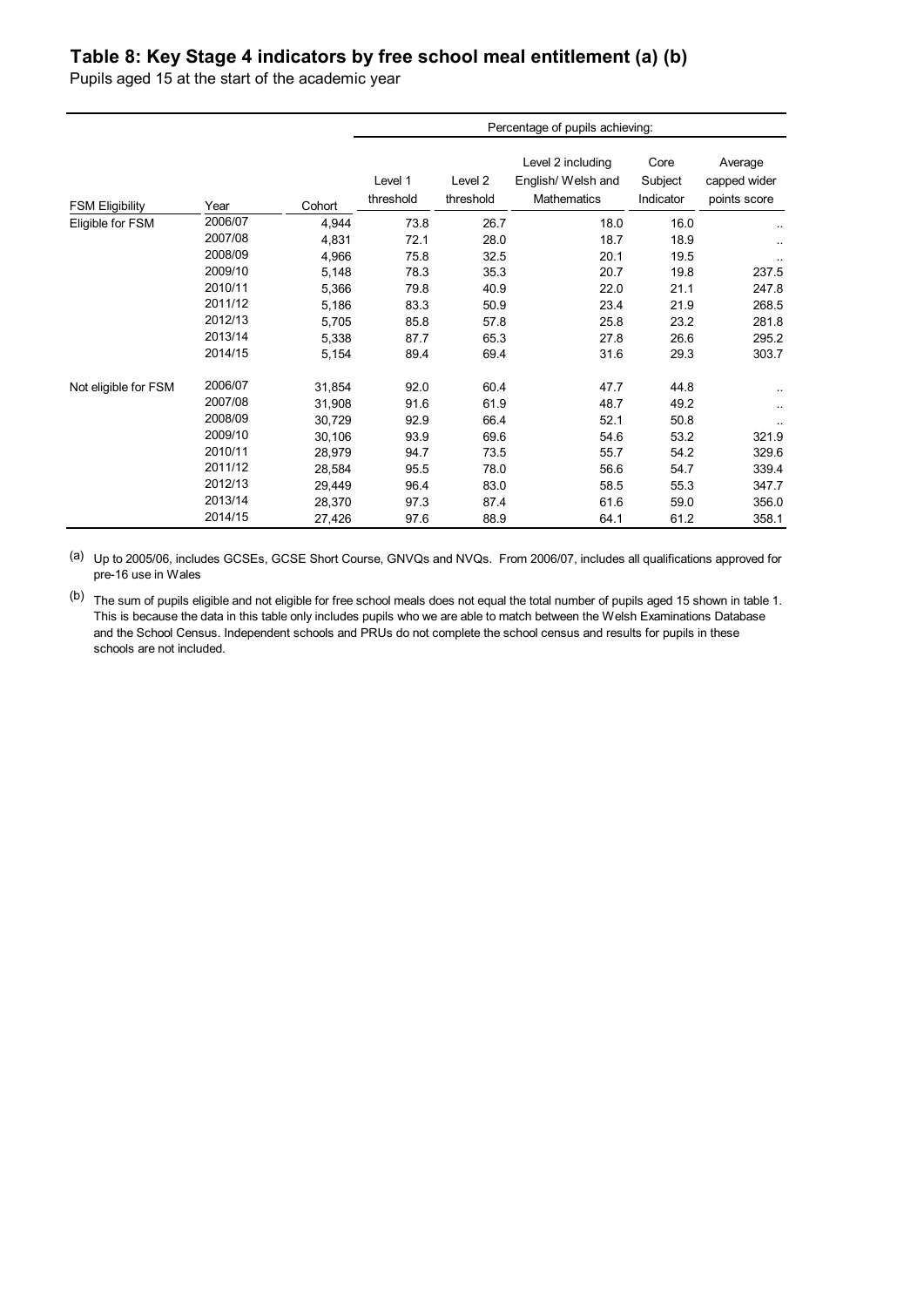## Table 8: Key Stage 4 indicators by free school meal entitlement (a) (b)

Pupils aged 15 at the start of the academic year

| | | | Percentage of pupils achieving: | | | | |
|---|---|---|---|---|---|---|---|
| FSM Eligibility | Year | Cohort | Level 1 threshold | Level 2 threshold | Level 2 including English/ Welsh and Mathematics | Core Subject Indicator | Average capped wider points score |
| Eligible for FSM | 2006/07 | 4,944 | 73.8 | 26.7 | 18.0 | 16.0 | .. |
| | 2007/08 | 4,831 | 72.1 | 28.0 | 18.7 | 18.9 | .. |
| | 2008/09 | 4,966 | 75.8 | 32.5 | 20.1 | 19.5 | .. |
| | 2009/10 | 5,148 | 78.3 | 35.3 | 20.7 | 19.8 | 237.5 |
| | 2010/11 | 5,366 | 79.8 | 40.9 | 22.0 | 21.1 | 247.8 |
| | 2011/12 | 5,186 | 83.3 | 50.9 | 23.4 | 21.9 | 268.5 |
| | 2012/13 | 5,705 | 85.8 | 57.8 | 25.8 | 23.2 | 281.8 |
| | 2013/14 | 5,338 | 87.7 | 65.3 | 27.8 | 26.6 | 295.2 |
| | 2014/15 | 5,154 | 89.4 | 69.4 | 31.6 | 29.3 | 303.7 |
| Not eligible for FSM | 2006/07 | 31,854 | 92.0 | 60.4 | 47.7 | 44.8 | .. |
| | 2007/08 | 31,908 | 91.6 | 61.9 | 48.7 | 49.2 | .. |
| | 2008/09 | 30,729 | 92.9 | 66.4 | 52.1 | 50.8 | .. |
| | 2009/10 | 30,106 | 93.9 | 69.6 | 54.6 | 53.2 | 321.9 |
| | 2010/11 | 28,979 | 94.7 | 73.5 | 55.7 | 54.2 | 329.6 |
| | 2011/12 | 28,584 | 95.5 | 78.0 | 56.6 | 54.7 | 339.4 |
| | 2012/13 | 29,449 | 96.4 | 83.0 | 58.5 | 55.3 | 347.7 |
| | 2013/14 | 28,370 | 97.3 | 87.4 | 61.6 | 59.0 | 356.0 |
| | 2014/15 | 27,426 | 97.6 | 88.9 | 64.1 | 61.2 | 358.1 |

(a) Up to 2005/06, includes GCSEs, GCSE Short Course, GNVQs and NVQs. From 2006/07, includes all qualifications approved for pre-16 use in Wales

(b) The sum of pupils eligible and not eligible for free school meals does not equal the total number of pupils aged 15 shown in table 1. This is because the data in this table only includes pupils who we are able to match between the Welsh Examinations Database and the School Census. Independent schools and PRUs do not complete the school census and results for pupils in these schools are not included.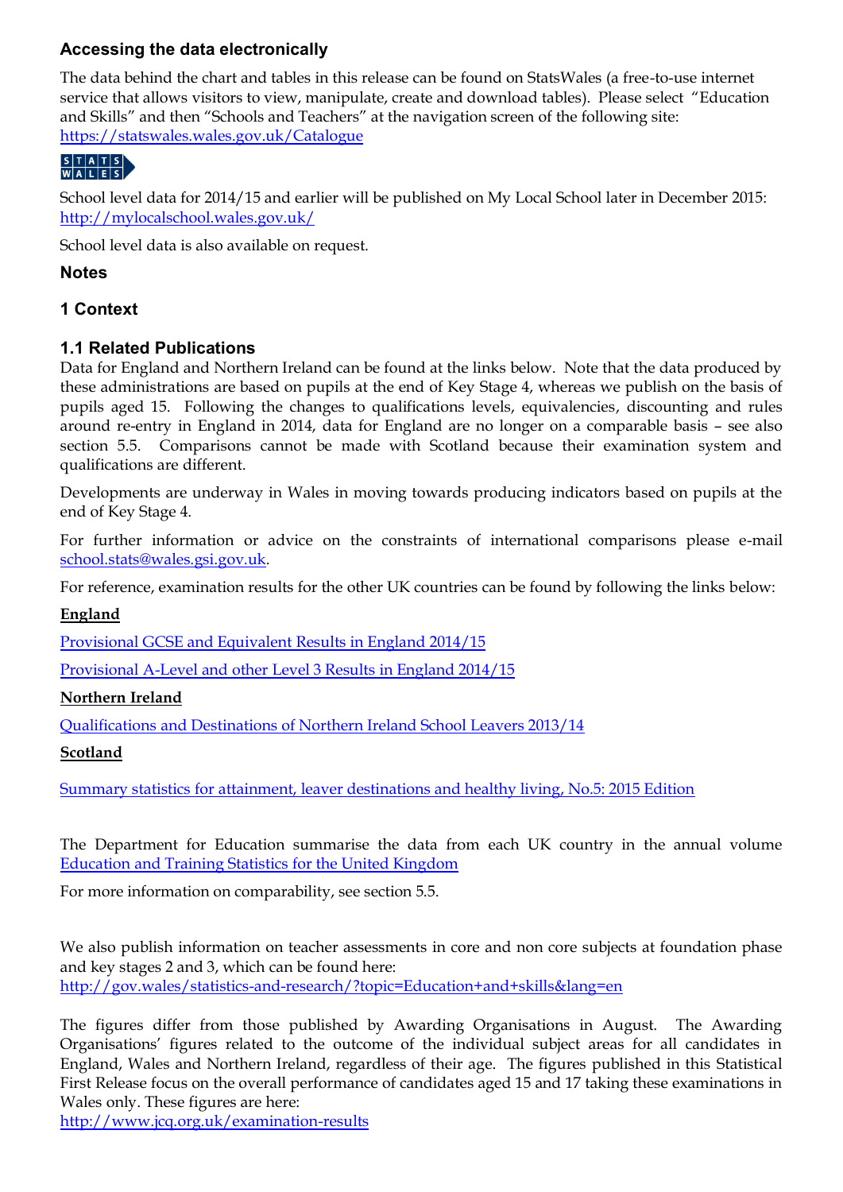### Accessing the data electronically

The data behind the chart and tables in this release can be found on StatsWales (a free-to-use internet service that allows visitors to view, manipulate, create and download tables). Please select "Education and Skills" and then "Schools and Teachers" at the navigation screen of the following site: https://statswales.wales.gov.uk/Catalogue

School level data for 2014/15 and earlier will be published on My Local School later in December 2015: http://mylocalschool.wales.gov.uk/

School level data is also available on request.

### Notes

### 1 Context

### 1.1 Related Publications

Data for England and Northern Ireland can be found at the links below. Note that the data produced by these administrations are based on pupils at the end of Key Stage 4, whereas we publish on the basis of pupils aged 15. Following the changes to qualifications levels, equivalencies, discounting and rules around re-entry in England in 2014, data for England are no longer on a comparable basis – see also section 5.5. Comparisons cannot be made with Scotland because their examination system and qualifications are different.

Developments are underway in Wales in moving towards producing indicators based on pupils at the end of Key Stage 4.

For further information or advice on the constraints of international comparisons please e-mail school.stats@wales.gsi.gov.uk.

For reference, examination results for the other UK countries can be found by following the links below:

**England**

Provisional GCSE and Equivalent Results in England 2014/15

Provisional A-Level and other Level 3 Results in England 2014/15

**Northern Ireland**

Qualifications and Destinations of Northern Ireland School Leavers 2013/14

**Scotland**

Summary statistics for attainment, leaver destinations and healthy living, No.5: 2015 Edition

The Department for Education summarise the data from each UK country in the annual volume Education and Training Statistics for the United Kingdom

For more information on comparability, see section 5.5.

We also publish information on teacher assessments in core and non core subjects at foundation phase and key stages 2 and 3, which can be found here: http://gov.wales/statistics-and-research/?topic=Education+and+skills&lang=en

The figures differ from those published by Awarding Organisations in August. The Awarding Organisations' figures related to the outcome of the individual subject areas for all candidates in England, Wales and Northern Ireland, regardless of their age. The figures published in this Statistical First Release focus on the overall performance of candidates aged 15 and 17 taking these examinations in Wales only. These figures are here: http://www.jcq.org.uk/examination-results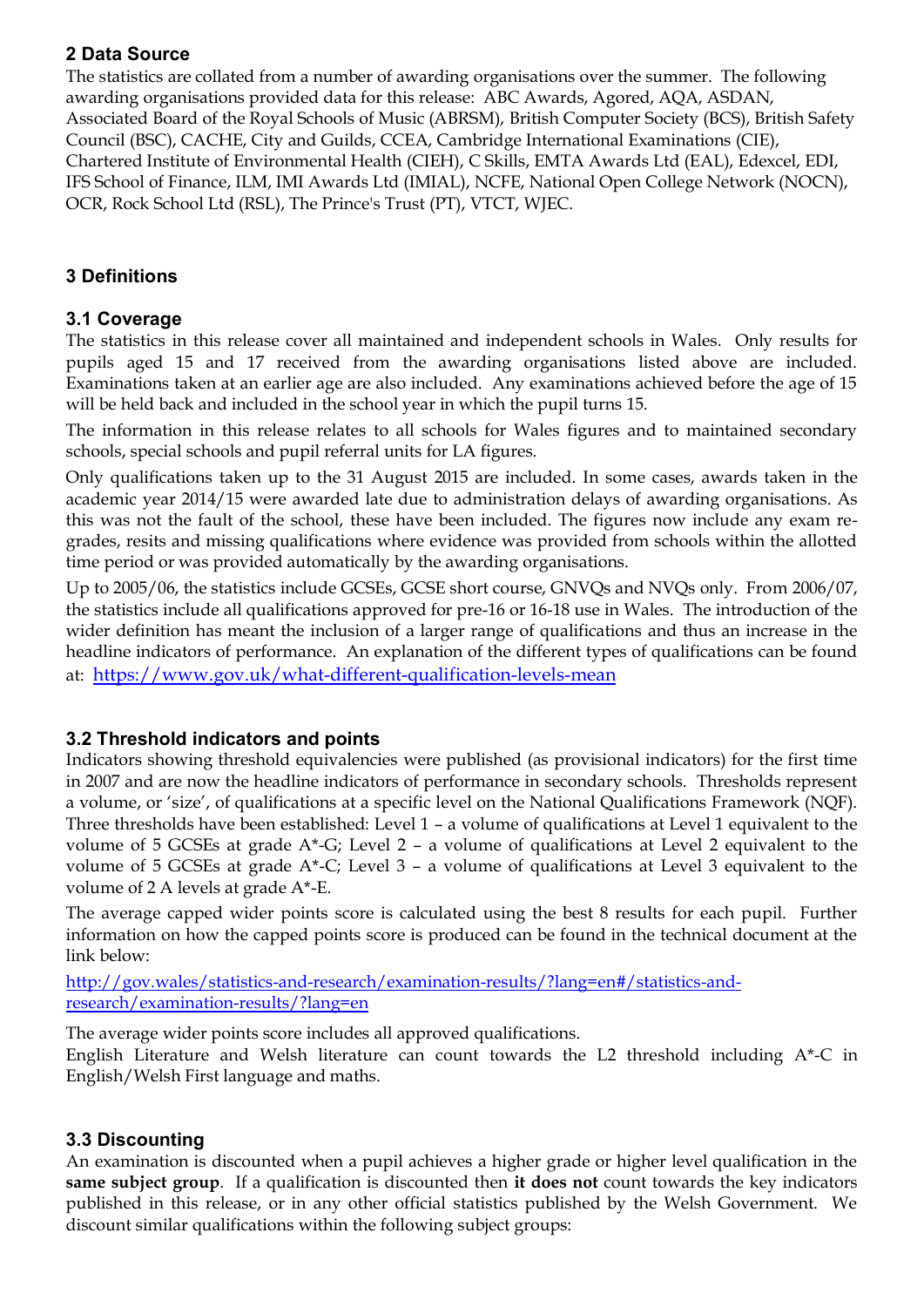## 2 Data Source

The statistics are collated from a number of awarding organisations over the summer. The following awarding organisations provided data for this release: ABC Awards, Agored, AQA, ASDAN, Associated Board of the Royal Schools of Music (ABRSM), British Computer Society (BCS), British Safety Council (BSC), CACHE, City and Guilds, CCEA, Cambridge International Examinations (CIE), Chartered Institute of Environmental Health (CIEH), C Skills, EMTA Awards Ltd (EAL), Edexcel, EDI, IFS School of Finance, ILM, IMI Awards Ltd (IMIAL), NCFE, National Open College Network (NOCN), OCR, Rock School Ltd (RSL), The Prince's Trust (PT), VTCT, WJEC.

## 3 Definitions

### 3.1 Coverage

The statistics in this release cover all maintained and independent schools in Wales. Only results for pupils aged 15 and 17 received from the awarding organisations listed above are included. Examinations taken at an earlier age are also included. Any examinations achieved before the age of 15 will be held back and included in the school year in which the pupil turns 15.

The information in this release relates to all schools for Wales figures and to maintained secondary schools, special schools and pupil referral units for LA figures.

Only qualifications taken up to the 31 August 2015 are included. In some cases, awards taken in the academic year 2014/15 were awarded late due to administration delays of awarding organisations. As this was not the fault of the school, these have been included. The figures now include any exam re-grades, resits and missing qualifications where evidence was provided from schools within the allotted time period or was provided automatically by the awarding organisations.

Up to 2005/06, the statistics include GCSEs, GCSE short course, GNVQs and NVQs only. From 2006/07, the statistics include all qualifications approved for pre-16 or 16-18 use in Wales. The introduction of the wider definition has meant the inclusion of a larger range of qualifications and thus an increase in the headline indicators of performance. An explanation of the different types of qualifications can be found at: https://www.gov.uk/what-different-qualification-levels-mean

### 3.2 Threshold indicators and points

Indicators showing threshold equivalencies were published (as provisional indicators) for the first time in 2007 and are now the headline indicators of performance in secondary schools. Thresholds represent a volume, or 'size', of qualifications at a specific level on the National Qualifications Framework (NQF). Three thresholds have been established: Level 1 – a volume of qualifications at Level 1 equivalent to the volume of 5 GCSEs at grade A*-G; Level 2 – a volume of qualifications at Level 2 equivalent to the volume of 5 GCSEs at grade A*-C; Level 3 – a volume of qualifications at Level 3 equivalent to the volume of 2 A levels at grade A*-E.

The average capped wider points score is calculated using the best 8 results for each pupil. Further information on how the capped points score is produced can be found in the technical document at the link below:

http://gov.wales/statistics-and-research/examination-results/?lang=en#/statistics-and-research/examination-results/?lang=en

The average wider points score includes all approved qualifications.

English Literature and Welsh literature can count towards the L2 threshold including A*-C in English/Welsh First language and maths.

### 3.3 Discounting

An examination is discounted when a pupil achieves a higher grade or higher level qualification in the **same subject group**. If a qualification is discounted then **it does not** count towards the key indicators published in this release, or in any other official statistics published by the Welsh Government. We discount similar qualifications within the following subject groups: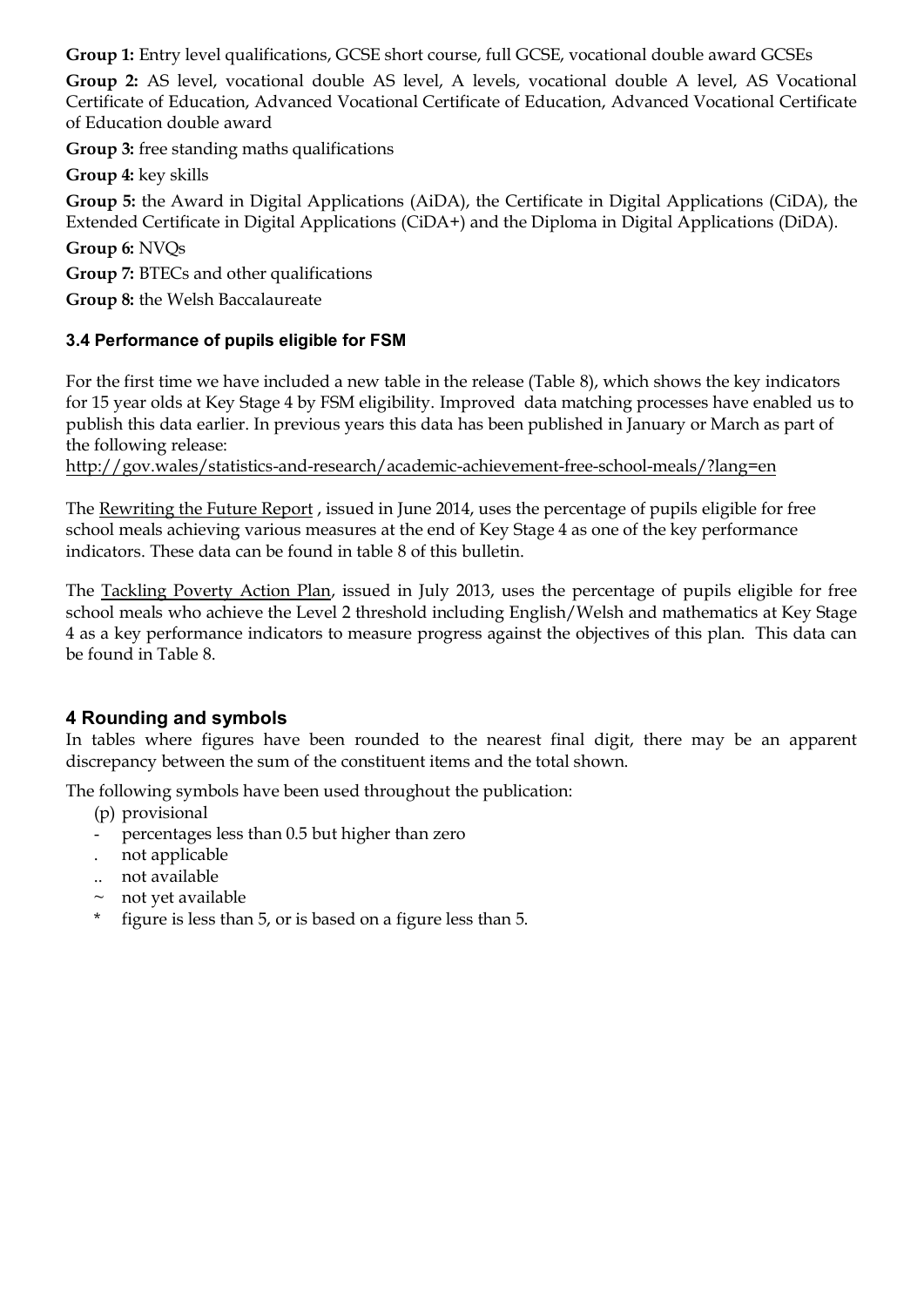**Group 1:** Entry level qualifications, GCSE short course, full GCSE, vocational double award GCSEs

**Group 2:** AS level, vocational double AS level, A levels, vocational double A level, AS Vocational Certificate of Education, Advanced Vocational Certificate of Education, Advanced Vocational Certificate of Education double award

**Group 3:** free standing maths qualifications

**Group 4:** key skills

**Group 5:** the Award in Digital Applications (AiDA), the Certificate in Digital Applications (CiDA), the Extended Certificate in Digital Applications (CiDA+) and the Diploma in Digital Applications (DiDA).

**Group 6:** NVQs

**Group 7:** BTECs and other qualifications

**Group 8:** the Welsh Baccalaureate

### 3.4 Performance of pupils eligible for FSM

For the first time we have included a new table in the release (Table 8), which shows the key indicators for 15 year olds at Key Stage 4 by FSM eligibility. Improved data matching processes have enabled us to publish this data earlier. In previous years this data has been published in January or March as part of the following release:
http://gov.wales/statistics-and-research/academic-achievement-free-school-meals/?lang=en

The Rewriting the Future Report , issued in June 2014, uses the percentage of pupils eligible for free school meals achieving various measures at the end of Key Stage 4 as one of the key performance indicators. These data can be found in table 8 of this bulletin.

The Tackling Poverty Action Plan, issued in July 2013, uses the percentage of pupils eligible for free school meals who achieve the Level 2 threshold including English/Welsh and mathematics at Key Stage 4 as a key performance indicators to measure progress against the objectives of this plan. This data can be found in Table 8.

## 4 Rounding and symbols

In tables where figures have been rounded to the nearest final digit, there may be an apparent discrepancy between the sum of the constituent items and the total shown.

The following symbols have been used throughout the publication:

(p) provisional
- percentages less than 0.5 but higher than zero
. not applicable
.. not available
~ not yet available
* figure is less than 5, or is based on a figure less than 5.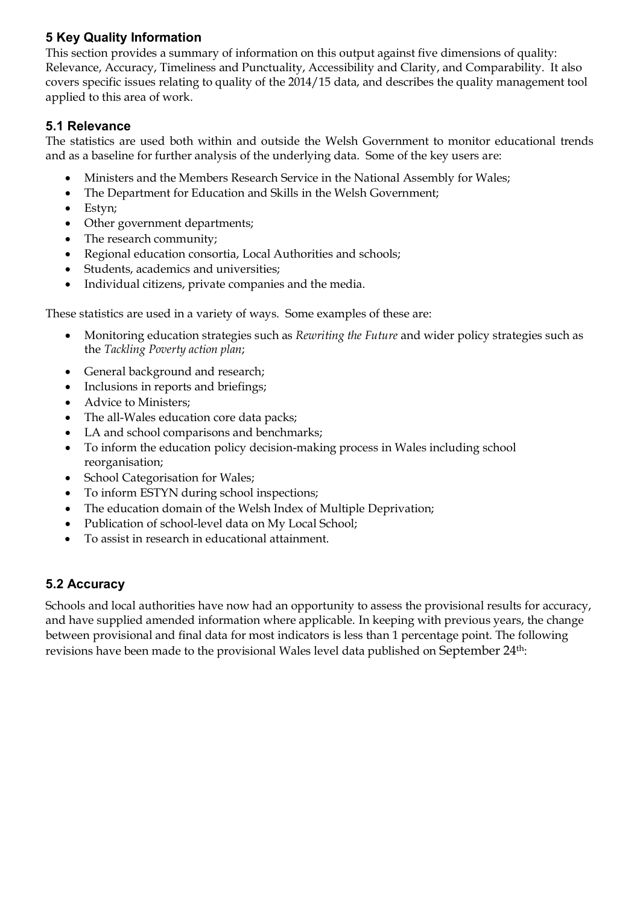## 5 Key Quality Information

This section provides a summary of information on this output against five dimensions of quality: Relevance, Accuracy, Timeliness and Punctuality, Accessibility and Clarity, and Comparability. It also covers specific issues relating to quality of the 2014/15 data, and describes the quality management tool applied to this area of work.

### 5.1 Relevance

The statistics are used both within and outside the Welsh Government to monitor educational trends and as a baseline for further analysis of the underlying data. Some of the key users are:

- Ministers and the Members Research Service in the National Assembly for Wales;
- The Department for Education and Skills in the Welsh Government;
- Estyn;
- Other government departments;
- The research community;
- Regional education consortia, Local Authorities and schools;
- Students, academics and universities;
- Individual citizens, private companies and the media.

These statistics are used in a variety of ways. Some examples of these are:

- Monitoring education strategies such as *Rewriting the Future* and wider policy strategies such as the *Tackling Poverty action plan*;
- General background and research;
- Inclusions in reports and briefings;
- Advice to Ministers;
- The all-Wales education core data packs;
- LA and school comparisons and benchmarks;
- To inform the education policy decision-making process in Wales including school reorganisation;
- School Categorisation for Wales;
- To inform ESTYN during school inspections;
- The education domain of the Welsh Index of Multiple Deprivation;
- Publication of school-level data on My Local School;
- To assist in research in educational attainment.

### 5.2 Accuracy

Schools and local authorities have now had an opportunity to assess the provisional results for accuracy, and have supplied amended information where applicable. In keeping with previous years, the change between provisional and final data for most indicators is less than 1 percentage point. The following revisions have been made to the provisional Wales level data published on September 24th: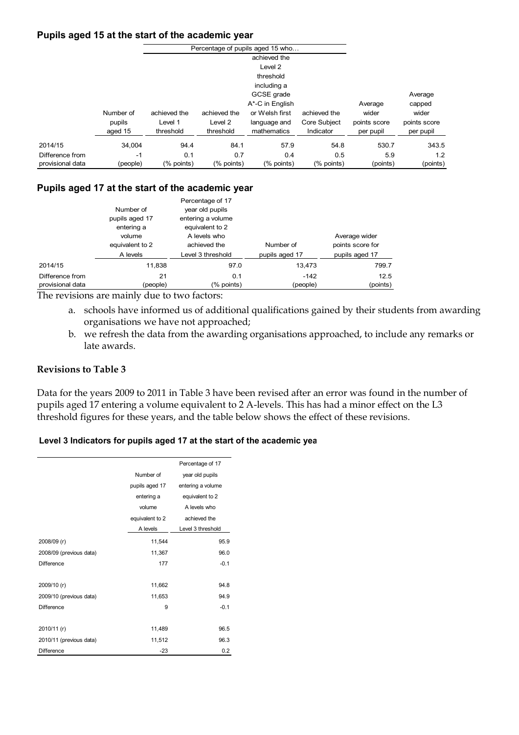**Pupils aged 15 at the start of the academic year**

| | Number of pupils aged 15 | Percentage of pupils aged 15 who… achieved the Level 1 threshold | achieved the Level 2 threshold | achieved the Level 2 threshold including a GCSE grade A*-C in English or Welsh first language and mathematics | achieved the Core Subject Indicator | Average wider points score per pupil | Average capped wider points score per pupil |
|---|---|---|---|---|---|---|---|
| 2014/15 | 34,004 | 94.4 | 84.1 | 57.9 | 54.8 | 530.7 | 343.5 |
| Difference from provisional data | -1 (people) | 0.1 (% points) | 0.7 (% points) | 0.4 (% points) | 0.5 (% points) | 5.9 (points) | 1.2 (points) |

**Pupils aged 17 at the start of the academic year**

| | Number of pupils aged 17 entering a volume equivalent to 2 A levels | Percentage of 17 year old pupils entering a volume equivalent to 2 A levels who achieved the Level 3 threshold | Number of pupils aged 17 | Average wider points score for pupils aged 17 |
|---|---|---|---|---|
| 2014/15 | 11,838 | 97.0 | 13,473 | 799.7 |
| Difference from provisional data | 21 (people) | 0.1 (% points) | -142 (people) | 12.5 (points) |

The revisions are mainly due to two factors:

a. schools have informed us of additional qualifications gained by their students from awarding organisations we have not approached;
b. we refresh the data from the awarding organisations approached, to include any remarks or late awards.

**Revisions to Table 3**

Data for the years 2009 to 2011 in Table 3 have been revised after an error was found in the number of pupils aged 17 entering a volume equivalent to 2 A-levels. This has had a minor effect on the L3 threshold figures for these years, and the table below shows the effect of these revisions.

**Level 3 Indicators for pupils aged 17 at the start of the academic yea**

| | Number of pupils aged 17 entering a volume equivalent to 2 A levels | Percentage of 17 year old pupils entering a volume equivalent to 2 A levels who achieved the Level 3 threshold |
|---|---|---|
| 2008/09 (r) | 11,544 | 95.9 |
| 2008/09 (previous data) | 11,367 | 96.0 |
| Difference | 177 | -0.1 |
| | | |
| 2009/10 (r) | 11,662 | 94.8 |
| 2009/10 (previous data) | 11,653 | 94.9 |
| Difference | 9 | -0.1 |
| | | |
| 2010/11 (r) | 11,489 | 96.5 |
| 2010/11 (previous data) | 11,512 | 96.3 |
| Difference | -23 | 0.2 |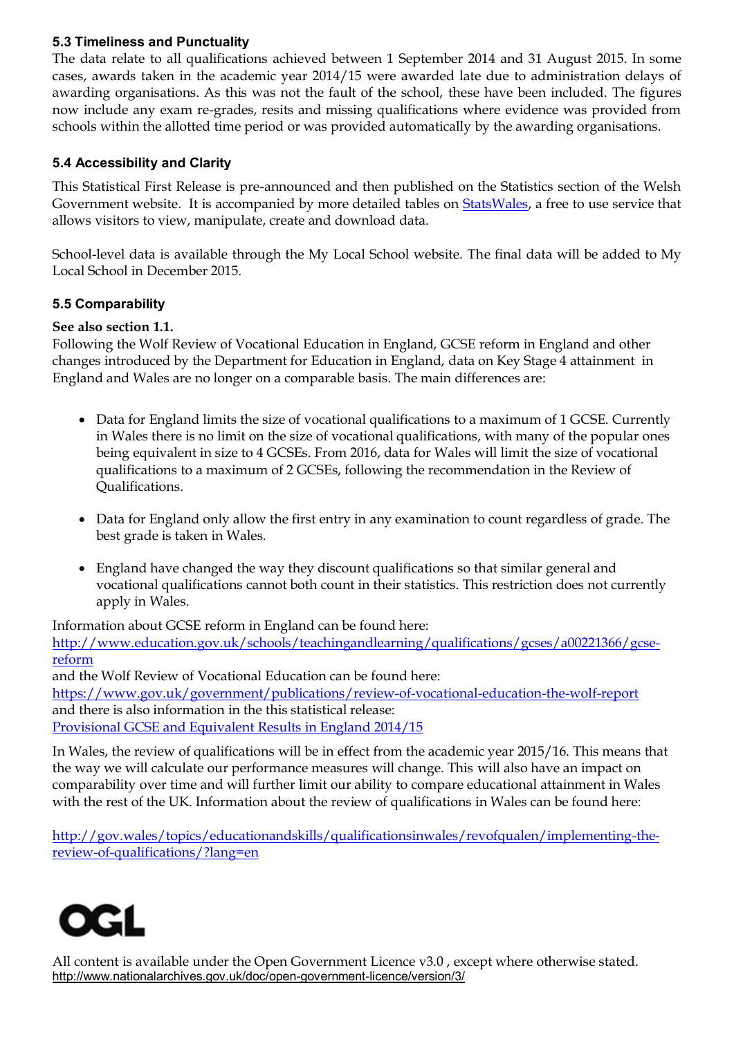### 5.3 Timeliness and Punctuality

The data relate to all qualifications achieved between 1 September 2014 and 31 August 2015. In some cases, awards taken in the academic year 2014/15 were awarded late due to administration delays of awarding organisations. As this was not the fault of the school, these have been included. The figures now include any exam re-grades, resits and missing qualifications where evidence was provided from schools within the allotted time period or was provided automatically by the awarding organisations.

### 5.4 Accessibility and Clarity

This Statistical First Release is pre-announced and then published on the Statistics section of the Welsh Government website. It is accompanied by more detailed tables on [StatsWales](), a free to use service that allows visitors to view, manipulate, create and download data.

School-level data is available through the My Local School website. The final data will be added to My Local School in December 2015.

### 5.5 Comparability

**See also section 1.1.**

Following the Wolf Review of Vocational Education in England, GCSE reform in England and other changes introduced by the Department for Education in England, data on Key Stage 4 attainment in England and Wales are no longer on a comparable basis. The main differences are:

- Data for England limits the size of vocational qualifications to a maximum of 1 GCSE. Currently in Wales there is no limit on the size of vocational qualifications, with many of the popular ones being equivalent in size to 4 GCSEs. From 2016, data for Wales will limit the size of vocational qualifications to a maximum of 2 GCSEs, following the recommendation in the Review of Qualifications.

- Data for England only allow the first entry in any examination to count regardless of grade. The best grade is taken in Wales.

- England have changed the way they discount qualifications so that similar general and vocational qualifications cannot both count in their statistics. This restriction does not currently apply in Wales.

Information about GCSE reform in England can be found here:
http://www.education.gov.uk/schools/teachingandlearning/qualifications/gcses/a00221366/gcse-reform
and the Wolf Review of Vocational Education can be found here:
https://www.gov.uk/government/publications/review-of-vocational-education-the-wolf-report
and there is also information in the this statistical release:
Provisional GCSE and Equivalent Results in England 2014/15

In Wales, the review of qualifications will be in effect from the academic year 2015/16. This means that the way we will calculate our performance measures will change. This will also have an impact on comparability over time and will further limit our ability to compare educational attainment in Wales with the rest of the UK. Information about the review of qualifications in Wales can be found here:

http://gov.wales/topics/educationandskills/qualificationsinwales/revofqualen/implementing-the-review-of-qualifications/?lang=en

OGL

All content is available under the Open Government Licence v3.0 , except where otherwise stated.
http://www.nationalarchives.gov.uk/doc/open-government-licence/version/3/